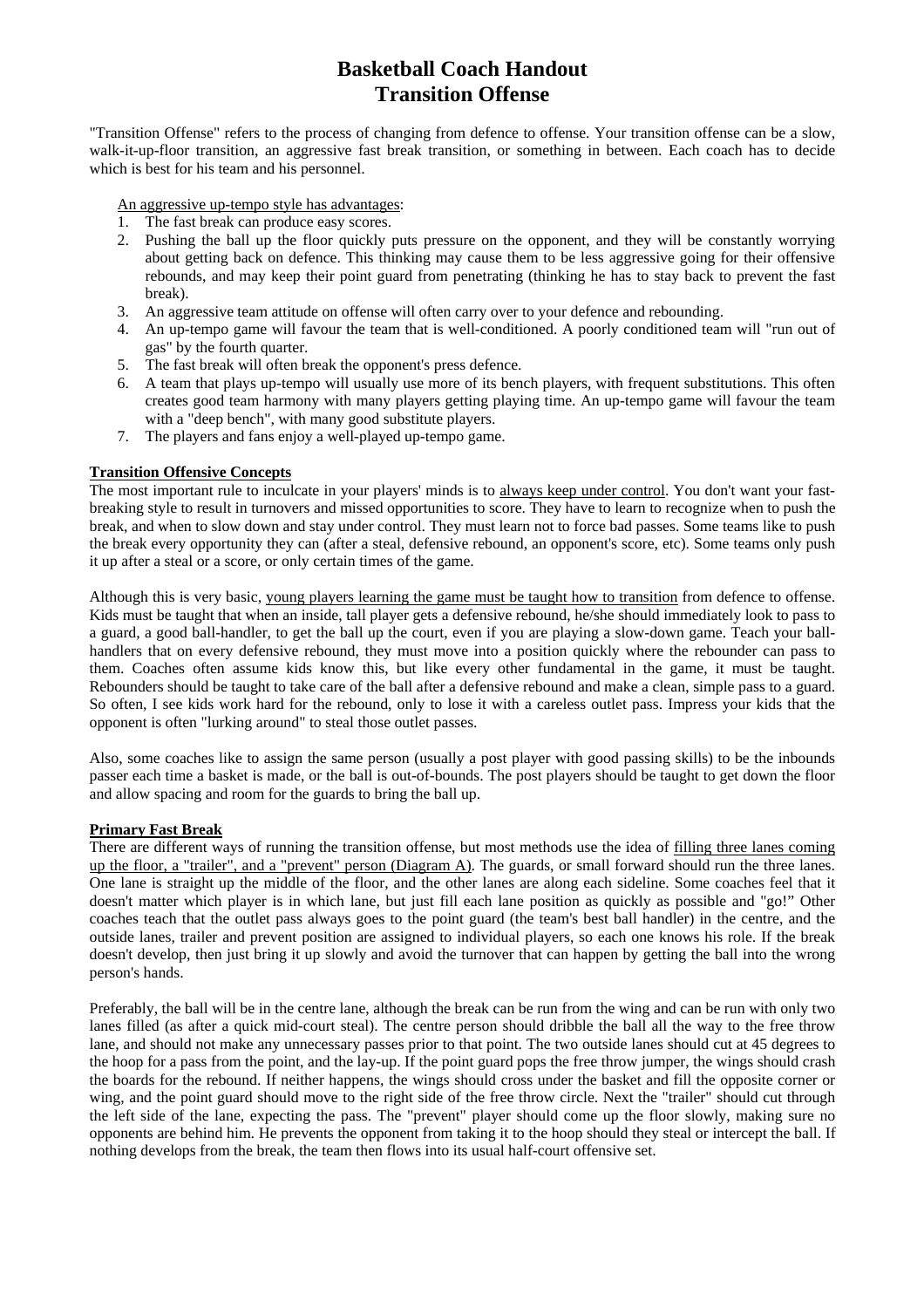# Basketball Coach Handout
# Transition Offense

"Transition Offense" refers to the process of changing from defence to offense. Your transition offense can be a slow, walk-it-up-floor transition, an aggressive fast break transition, or something in between. Each coach has to decide which is best for his team and his personnel.

An aggressive up-tempo style has advantages:

1. The fast break can produce easy scores.
2. Pushing the ball up the floor quickly puts pressure on the opponent, and they will be constantly worrying about getting back on defence. This thinking may cause them to be less aggressive going for their offensive rebounds, and may keep their point guard from penetrating (thinking he has to stay back to prevent the fast break).
3. An aggressive team attitude on offense will often carry over to your defence and rebounding.
4. An up-tempo game will favour the team that is well-conditioned. A poorly conditioned team will "run out of gas" by the fourth quarter.
5. The fast break will often break the opponent's press defence.
6. A team that plays up-tempo will usually use more of its bench players, with frequent substitutions. This often creates good team harmony with many players getting playing time. An up-tempo game will favour the team with a "deep bench", with many good substitute players.
7. The players and fans enjoy a well-played up-tempo game.

**Transition Offensive Concepts**

The most important rule to inculcate in your players' minds is to always keep under control. You don't want your fast-breaking style to result in turnovers and missed opportunities to score. They have to learn to recognize when to push the break, and when to slow down and stay under control. They must learn not to force bad passes. Some teams like to push the break every opportunity they can (after a steal, defensive rebound, an opponent's score, etc). Some teams only push it up after a steal or a score, or only certain times of the game.

Although this is very basic, young players learning the game must be taught how to transition from defence to offense. Kids must be taught that when an inside, tall player gets a defensive rebound, he/she should immediately look to pass to a guard, a good ball-handler, to get the ball up the court, even if you are playing a slow-down game. Teach your ball-handlers that on every defensive rebound, they must move into a position quickly where the rebounder can pass to them. Coaches often assume kids know this, but like every other fundamental in the game, it must be taught. Rebounders should be taught to take care of the ball after a defensive rebound and make a clean, simple pass to a guard. So often, I see kids work hard for the rebound, only to lose it with a careless outlet pass. Impress your kids that the opponent is often "lurking around" to steal those outlet passes.

Also, some coaches like to assign the same person (usually a post player with good passing skills) to be the inbounds passer each time a basket is made, or the ball is out-of-bounds. The post players should be taught to get down the floor and allow spacing and room for the guards to bring the ball up.

**Primary Fast Break**

There are different ways of running the transition offense, but most methods use the idea of filling three lanes coming up the floor, a "trailer", and a "prevent" person (Diagram A). The guards, or small forward should run the three lanes. One lane is straight up the middle of the floor, and the other lanes are along each sideline. Some coaches feel that it doesn't matter which player is in which lane, but just fill each lane position as quickly as possible and "go!" Other coaches teach that the outlet pass always goes to the point guard (the team's best ball handler) in the centre, and the outside lanes, trailer and prevent position are assigned to individual players, so each one knows his role. If the break doesn't develop, then just bring it up slowly and avoid the turnover that can happen by getting the ball into the wrong person's hands.

Preferably, the ball will be in the centre lane, although the break can be run from the wing and can be run with only two lanes filled (as after a quick mid-court steal). The centre person should dribble the ball all the way to the free throw lane, and should not make any unnecessary passes prior to that point. The two outside lanes should cut at 45 degrees to the hoop for a pass from the point, and the lay-up. If the point guard pops the free throw jumper, the wings should crash the boards for the rebound. If neither happens, the wings should cross under the basket and fill the opposite corner or wing, and the point guard should move to the right side of the free throw circle. Next the "trailer" should cut through the left side of the lane, expecting the pass. The "prevent" player should come up the floor slowly, making sure no opponents are behind him. He prevents the opponent from taking it to the hoop should they steal or intercept the ball. If nothing develops from the break, the team then flows into its usual half-court offensive set.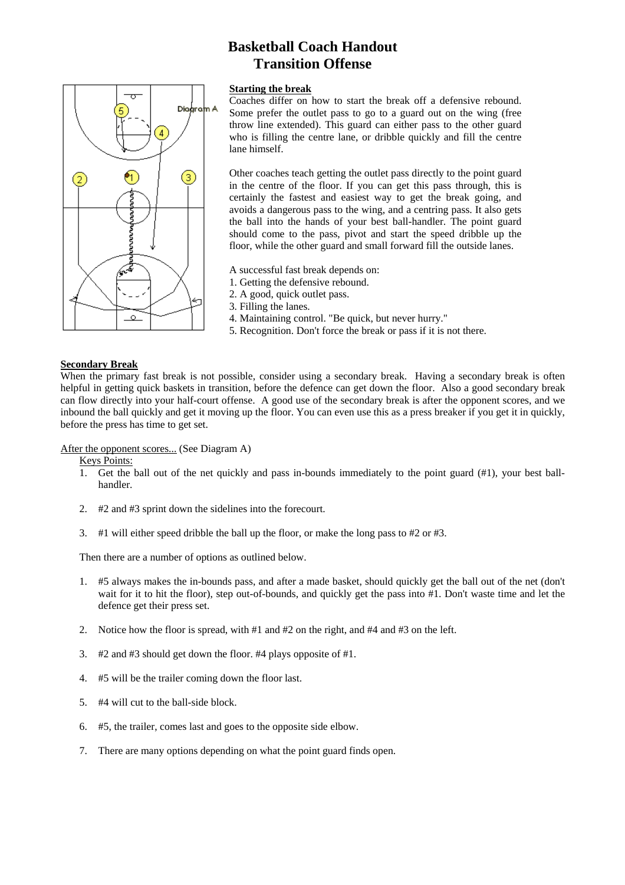# Basketball Coach Handout
# Transition Offense

### Starting the break

Coaches differ on how to start the break off a defensive rebound. Some prefer the outlet pass to go to a guard out on the wing (free throw line extended). This guard can either pass to the other guard who is filling the centre lane, or dribble quickly and fill the centre lane himself.

Other coaches teach getting the outlet pass directly to the point guard in the centre of the floor. If you can get this pass through, this is certainly the fastest and easiest way to get the break going, and avoids a dangerous pass to the wing, and a centring pass. It also gets the ball into the hands of your best ball-handler. The point guard should come to the pass, pivot and start the speed dribble up the floor, while the other guard and small forward fill the outside lanes.

A successful fast break depends on:
1. Getting the defensive rebound.
2. A good, quick outlet pass.
3. Filling the lanes.
4. Maintaining control. "Be quick, but never hurry."
5. Recognition. Don't force the break or pass if it is not there.

### Secondary Break

When the primary fast break is not possible, consider using a secondary break. Having a secondary break is often helpful in getting quick baskets in transition, before the defence can get down the floor. Also a good secondary break can flow directly into your half-court offense. A good use of the secondary break is after the opponent scores, and we inbound the ball quickly and get it moving up the floor. You can even use this as a press breaker if you get it in quickly, before the press has time to get set.

After the opponent scores... (See Diagram A)

Keys Points:
1. Get the ball out of the net quickly and pass in-bounds immediately to the point guard (#1), your best ball-handler.
2. #2 and #3 sprint down the sidelines into the forecourt.
3. #1 will either speed dribble the ball up the floor, or make the long pass to #2 or #3.

Then there are a number of options as outlined below.

1. #5 always makes the in-bounds pass, and after a made basket, should quickly get the ball out of the net (don't wait for it to hit the floor), step out-of-bounds, and quickly get the pass into #1. Don't waste time and let the defence get their press set.
2. Notice how the floor is spread, with #1 and #2 on the right, and #4 and #3 on the left.
3. #2 and #3 should get down the floor. #4 plays opposite of #1.
4. #5 will be the trailer coming down the floor last.
5. #4 will cut to the ball-side block.
6. #5, the trailer, comes last and goes to the opposite side elbow.
7. There are many options depending on what the point guard finds open.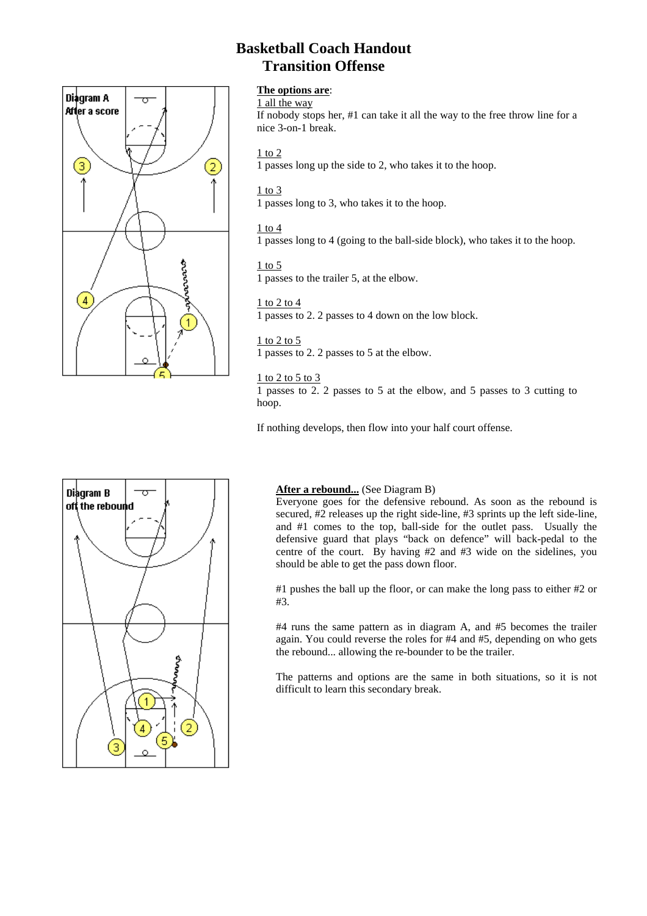# Basketball Coach Handout
## Transition Offense

Diagram A
After a score

**The options are**:

1 all the way
If nobody stops her, #1 can take it all the way to the free throw line for a nice 3-on-1 break.

1 to 2
1 passes long up the side to 2, who takes it to the hoop.

1 to 3
1 passes long to 3, who takes it to the hoop.

1 to 4
1 passes long to 4 (going to the ball-side block), who takes it to the hoop.

1 to 5
1 passes to the trailer 5, at the elbow.

1 to 2 to 4
1 passes to 2. 2 passes to 4 down on the low block.

1 to 2 to 5
1 passes to 2. 2 passes to 5 at the elbow.

1 to 2 to 5 to 3
1 passes to 2. 2 passes to 5 at the elbow, and 5 passes to 3 cutting to hoop.

If nothing develops, then flow into your half court offense.

Diagram B
off the rebound

**After a rebound...** (See Diagram B)
Everyone goes for the defensive rebound. As soon as the rebound is secured, #2 releases up the right side-line, #3 sprints up the left side-line, and #1 comes to the top, ball-side for the outlet pass. Usually the defensive guard that plays "back on defence" will back-pedal to the centre of the court. By having #2 and #3 wide on the sidelines, you should be able to get the pass down floor.

#1 pushes the ball up the floor, or can make the long pass to either #2 or #3.

#4 runs the same pattern as in diagram A, and #5 becomes the trailer again. You could reverse the roles for #4 and #5, depending on who gets the rebound... allowing the re-bounder to be the trailer.

The patterns and options are the same in both situations, so it is not difficult to learn this secondary break.